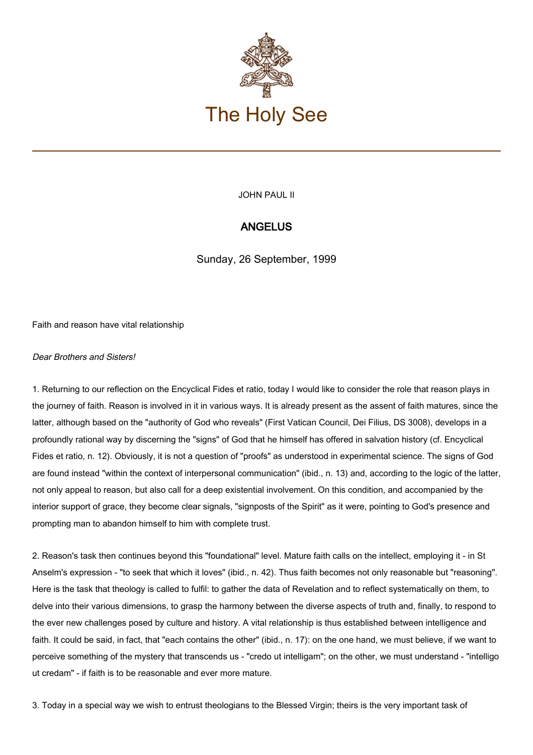# The Holy See

JOHN PAUL II

## ANGELUS

Sunday, 26 September, 1999

Faith and reason have vital relationship

*Dear Brothers and Sisters!*

1. Returning to our reflection on the Encyclical Fides et ratio, today I would like to consider the role that reason plays in the journey of faith. Reason is involved in it in various ways. It is already present as the assent of faith matures, since the latter, although based on the "authority of God who reveals" (First Vatican Council, Dei Filius, DS 3008), develops in a profoundly rational way by discerning the "signs" of God that he himself has offered in salvation history (cf. Encyclical Fides et ratio, n. 12). Obviously, it is not a question of "proofs" as understood in experimental science. The signs of God are found instead "within the context of interpersonal communication" (ibid., n. 13) and, according to the logic of the latter, not only appeal to reason, but also call for a deep existential involvement. On this condition, and accompanied by the interior support of grace, they become clear signals, "signposts of the Spirit" as it were, pointing to God's presence and prompting man to abandon himself to him with complete trust.

2. Reason's task then continues beyond this "foundational" level. Mature faith calls on the intellect, employing it - in St Anselm's expression - "to seek that which it loves" (ibid., n. 42). Thus faith becomes not only reasonable but "reasoning". Here is the task that theology is called to fulfil: to gather the data of Revelation and to reflect systematically on them, to delve into their various dimensions, to grasp the harmony between the diverse aspects of truth and, finally, to respond to the ever new challenges posed by culture and history. A vital relationship is thus established between intelligence and faith. It could be said, in fact, that "each contains the other" (ibid., n. 17): on the one hand, we must believe, if we want to perceive something of the mystery that transcends us - "credo ut intelligam"; on the other, we must understand - "intelligo ut credam" - if faith is to be reasonable and ever more mature.

3. Today in a special way we wish to entrust theologians to the Blessed Virgin; theirs is the very important task of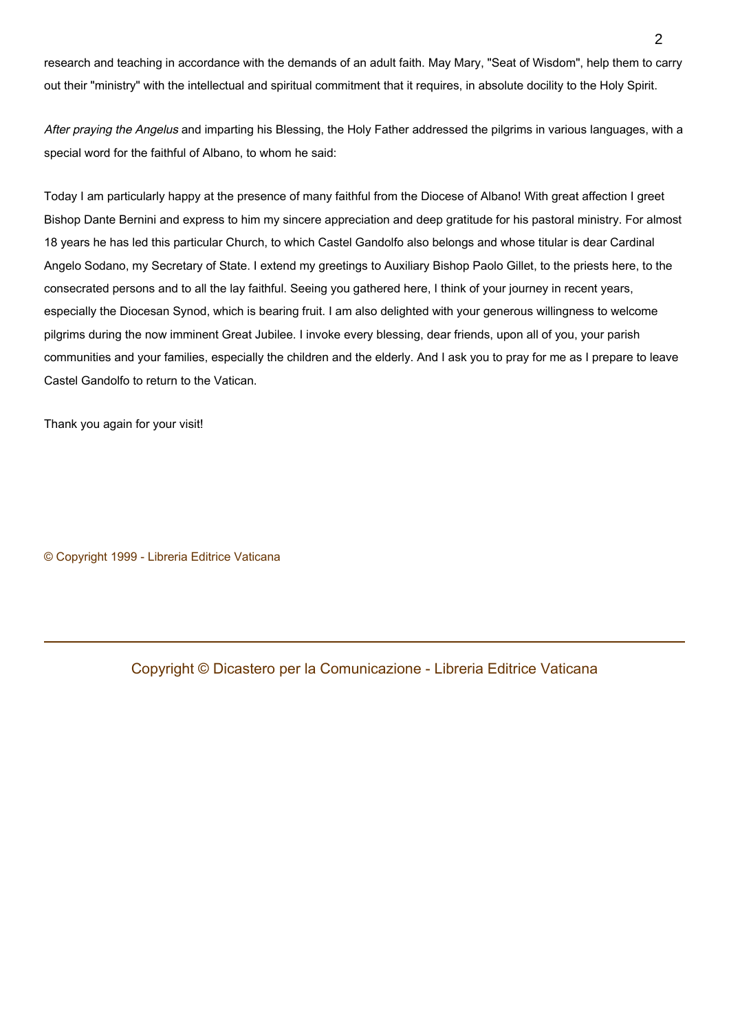research and teaching in accordance with the demands of an adult faith. May Mary, "Seat of Wisdom", help them to carry out their "ministry" with the intellectual and spiritual commitment that it requires, in absolute docility to the Holy Spirit.

*After praying the Angelus* and imparting his Blessing, the Holy Father addressed the pilgrims in various languages, with a special word for the faithful of Albano, to whom he said:

Today I am particularly happy at the presence of many faithful from the Diocese of Albano! With great affection I greet Bishop Dante Bernini and express to him my sincere appreciation and deep gratitude for his pastoral ministry. For almost 18 years he has led this particular Church, to which Castel Gandolfo also belongs and whose titular is dear Cardinal Angelo Sodano, my Secretary of State. I extend my greetings to Auxiliary Bishop Paolo Gillet, to the priests here, to the consecrated persons and to all the lay faithful. Seeing you gathered here, I think of your journey in recent years, especially the Diocesan Synod, which is bearing fruit. I am also delighted with your generous willingness to welcome pilgrims during the now imminent Great Jubilee. I invoke every blessing, dear friends, upon all of you, your parish communities and your families, especially the children and the elderly. And I ask you to pray for me as I prepare to leave Castel Gandolfo to return to the Vatican.

Thank you again for your visit!

© Copyright 1999 - Libreria Editrice Vaticana

---

Copyright © Dicastero per la Comunicazione - Libreria Editrice Vaticana